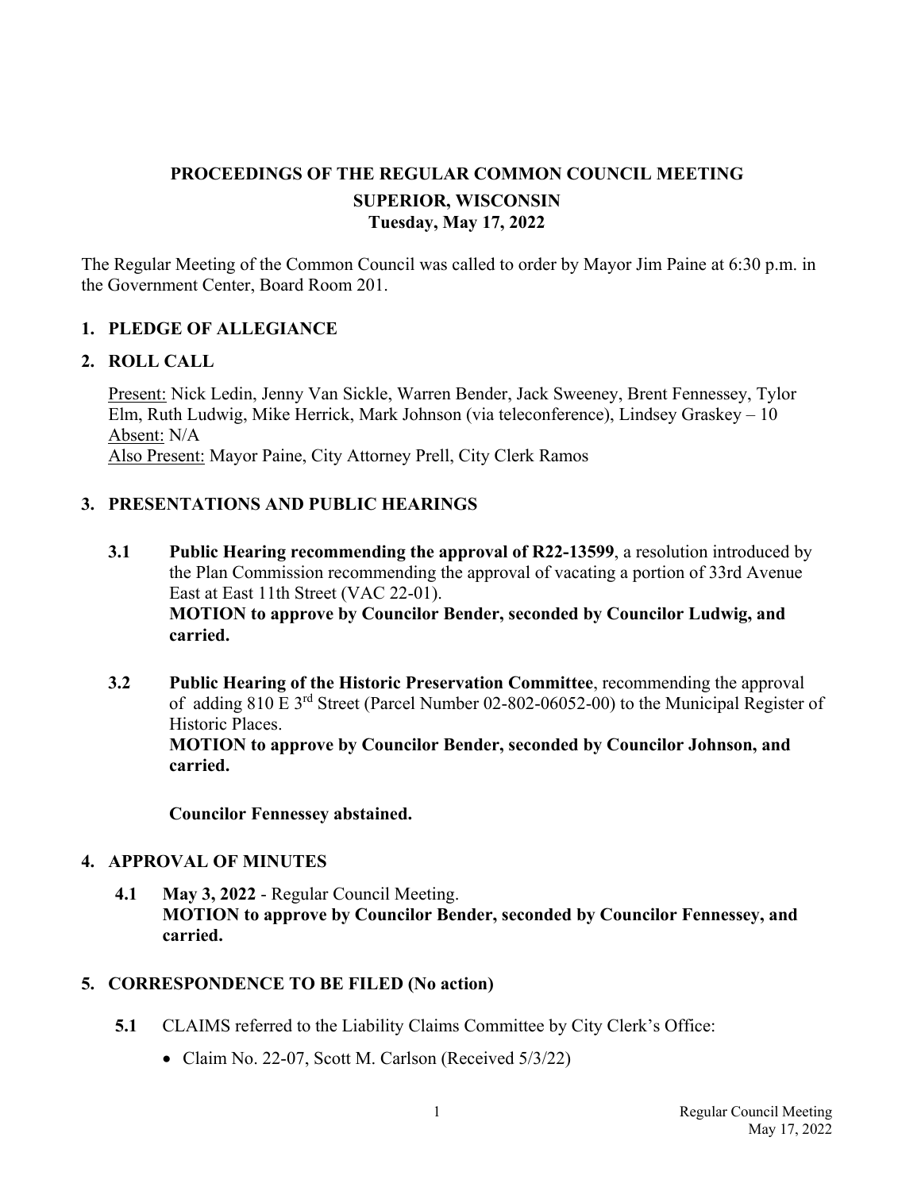# PROCEEDINGS OF THE REGULAR COMMON COUNCIL MEETING

## SUPERIOR, WISCONSIN

### Tuesday, May 17, 2022

The Regular Meeting of the Common Council was called to order by Mayor Jim Paine at 6:30 p.m. in the Government Center, Board Room 201.

## 1. PLEDGE OF ALLEGIANCE

## 2. ROLL CALL

Present: Nick Ledin, Jenny Van Sickle, Warren Bender, Jack Sweeney, Brent Fennessey, Tylor Elm, Ruth Ludwig, Mike Herrick, Mark Johnson (via teleconference), Lindsey Graskey – 10
Absent: N/A
Also Present: Mayor Paine, City Attorney Prell, City Clerk Ramos

## 3. PRESENTATIONS AND PUBLIC HEARINGS

**3.1** **Public Hearing recommending the approval of R22-13599**, a resolution introduced by the Plan Commission recommending the approval of vacating a portion of 33rd Avenue East at East 11th Street (VAC 22-01).
**MOTION to approve by Councilor Bender, seconded by Councilor Ludwig, and carried.**

**3.2** **Public Hearing of the Historic Preservation Committee**, recommending the approval of adding 810 E 3rd Street (Parcel Number 02-802-06052-00) to the Municipal Register of Historic Places.
**MOTION to approve by Councilor Bender, seconded by Councilor Johnson, and carried.**

**Councilor Fennessey abstained.**

## 4. APPROVAL OF MINUTES

**4.1** **May 3, 2022** - Regular Council Meeting.
**MOTION to approve by Councilor Bender, seconded by Councilor Fennessey, and carried.**

## 5. CORRESPONDENCE TO BE FILED (No action)

**5.1** CLAIMS referred to the Liability Claims Committee by City Clerk's Office:

- Claim No. 22-07, Scott M. Carlson (Received 5/3/22)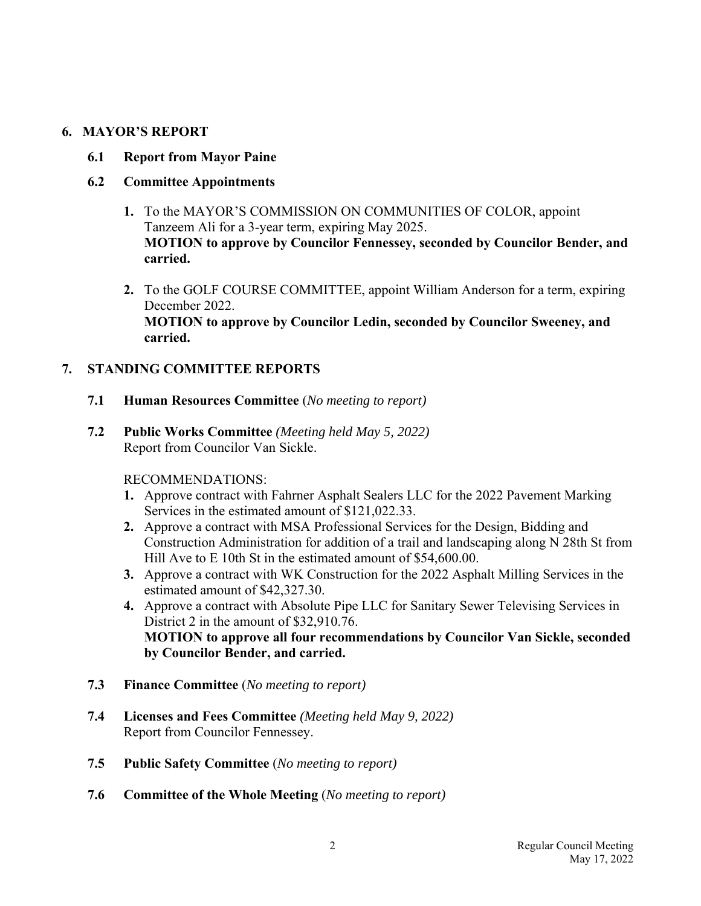## 6. MAYOR'S REPORT

### 6.1 Report from Mayor Paine

### 6.2 Committee Appointments

1. To the MAYOR'S COMMISSION ON COMMUNITIES OF COLOR, appoint Tanzeem Ali for a 3-year term, expiring May 2025.
   **MOTION to approve by Councilor Fennessey, seconded by Councilor Bender, and carried.**

2. To the GOLF COURSE COMMITTEE, appoint William Anderson for a term, expiring December 2022.
   **MOTION to approve by Councilor Ledin, seconded by Councilor Sweeney, and carried.**

## 7. STANDING COMMITTEE REPORTS

### 7.1 Human Resources Committee (*No meeting to report)*

### 7.2 Public Works Committee *(Meeting held May 5, 2022)*

Report from Councilor Van Sickle.

RECOMMENDATIONS:

1. Approve contract with Fahrner Asphalt Sealers LLC for the 2022 Pavement Marking Services in the estimated amount of $121,022.33.
2. Approve a contract with MSA Professional Services for the Design, Bidding and Construction Administration for addition of a trail and landscaping along N 28th St from Hill Ave to E 10th St in the estimated amount of $54,600.00.
3. Approve a contract with WK Construction for the 2022 Asphalt Milling Services in the estimated amount of $42,327.30.
4. Approve a contract with Absolute Pipe LLC for Sanitary Sewer Televising Services in District 2 in the amount of $32,910.76.
   **MOTION to approve all four recommendations by Councilor Van Sickle, seconded by Councilor Bender, and carried.**

### 7.3 Finance Committee (*No meeting to report)*

### 7.4 Licenses and Fees Committee *(Meeting held May 9, 2022)*

Report from Councilor Fennessey.

### 7.5 Public Safety Committee (*No meeting to report)*

### 7.6 Committee of the Whole Meeting (*No meeting to report)*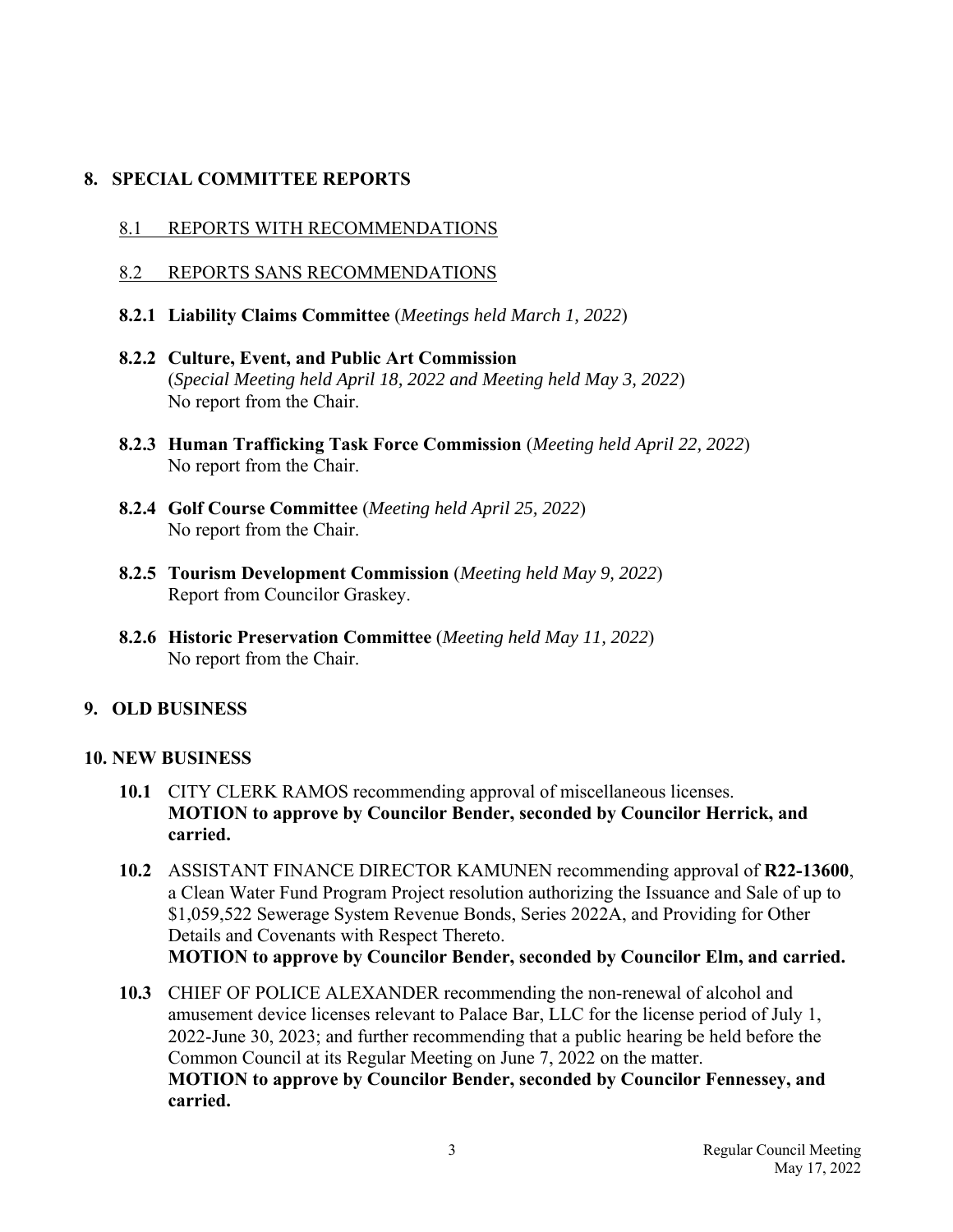## 8. SPECIAL COMMITTEE REPORTS

### 8.1 REPORTS WITH RECOMMENDATIONS

### 8.2 REPORTS SANS RECOMMENDATIONS

**8.2.1 Liability Claims Committee** (*Meetings held March 1, 2022*)

**8.2.2 Culture, Event, and Public Art Commission**
(*Special Meeting held April 18, 2022 and Meeting held May 3, 2022*)
No report from the Chair.

**8.2.3 Human Trafficking Task Force Commission** (*Meeting held April 22, 2022*)
No report from the Chair.

**8.2.4 Golf Course Committee** (*Meeting held April 25, 2022*)
No report from the Chair.

**8.2.5 Tourism Development Commission** (*Meeting held May 9, 2022*)
Report from Councilor Graskey.

**8.2.6 Historic Preservation Committee** (*Meeting held May 11, 2022*)
No report from the Chair.

## 9. OLD BUSINESS

## 10. NEW BUSINESS

**10.1** CITY CLERK RAMOS recommending approval of miscellaneous licenses.
**MOTION to approve by Councilor Bender, seconded by Councilor Herrick, and carried.**

**10.2** ASSISTANT FINANCE DIRECTOR KAMUNEN recommending approval of **R22-13600**, a Clean Water Fund Program Project resolution authorizing the Issuance and Sale of up to $1,059,522 Sewerage System Revenue Bonds, Series 2022A, and Providing for Other Details and Covenants with Respect Thereto.
**MOTION to approve by Councilor Bender, seconded by Councilor Elm, and carried.**

**10.3** CHIEF OF POLICE ALEXANDER recommending the non-renewal of alcohol and amusement device licenses relevant to Palace Bar, LLC for the license period of July 1, 2022-June 30, 2023; and further recommending that a public hearing be held before the Common Council at its Regular Meeting on June 7, 2022 on the matter.
**MOTION to approve by Councilor Bender, seconded by Councilor Fennessey, and carried.**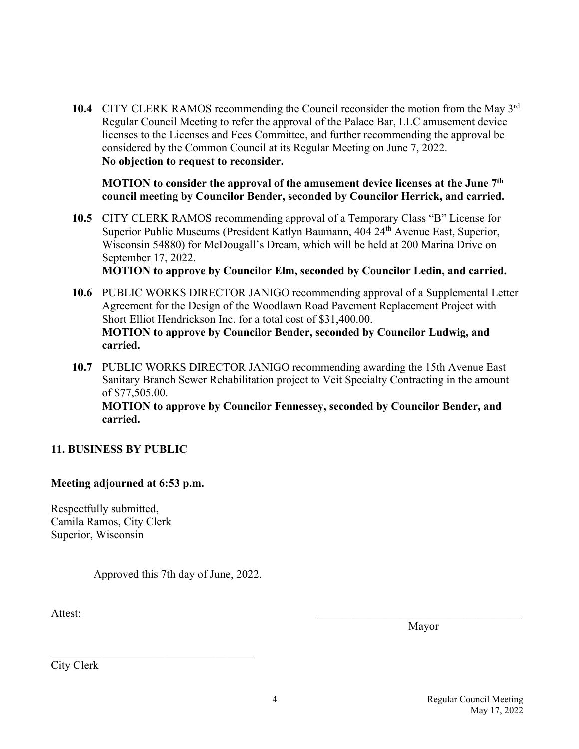**10.4** CITY CLERK RAMOS recommending the Council reconsider the motion from the May 3rd Regular Council Meeting to refer the approval of the Palace Bar, LLC amusement device licenses to the Licenses and Fees Committee, and further recommending the approval be considered by the Common Council at its Regular Meeting on June 7, 2022.
**No objection to request to reconsider.**

**MOTION to consider the approval of the amusement device licenses at the June 7th council meeting by Councilor Bender, seconded by Councilor Herrick, and carried.**

**10.5** CITY CLERK RAMOS recommending approval of a Temporary Class "B" License for Superior Public Museums (President Katlyn Baumann, 404 24th Avenue East, Superior, Wisconsin 54880) for McDougall's Dream, which will be held at 200 Marina Drive on September 17, 2022.
**MOTION to approve by Councilor Elm, seconded by Councilor Ledin, and carried.**

**10.6** PUBLIC WORKS DIRECTOR JANIGO recommending approval of a Supplemental Letter Agreement for the Design of the Woodlawn Road Pavement Replacement Project with Short Elliot Hendrickson Inc. for a total cost of $31,400.00.
**MOTION to approve by Councilor Bender, seconded by Councilor Ludwig, and carried.**

**10.7** PUBLIC WORKS DIRECTOR JANIGO recommending awarding the 15th Avenue East Sanitary Branch Sewer Rehabilitation project to Veit Specialty Contracting in the amount of $77,505.00.
**MOTION to approve by Councilor Fennessey, seconded by Councilor Bender, and carried.**

**11. BUSINESS BY PUBLIC**

**Meeting adjourned at 6:53 p.m.**

Respectfully submitted,
Camila Ramos, City Clerk
Superior, Wisconsin

Approved this 7th day of June, 2022.

Attest:

\_\_\_\_\_\_\_\_\_\_\_\_\_\_\_\_\_\_\_\_\_\_\_\_\_\_\_\_\_\_\_\_\_\_\_\_
Mayor

\_\_\_\_\_\_\_\_\_\_\_\_\_\_\_\_\_\_\_\_\_\_\_\_\_\_\_\_\_\_\_\_\_\_\_\_
City Clerk